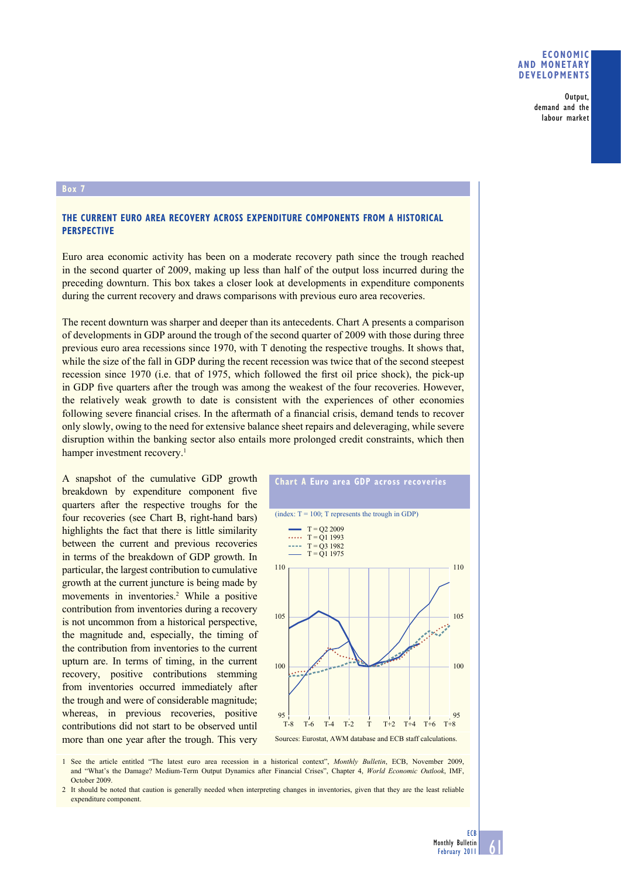## Box 7

### THE CURRENT EURO AREA RECOVERY ACROSS EXPENDITURE COMPONENTS FROM A HISTORICAL PERSPECTIVE

Euro area economic activity has been on a moderate recovery path since the trough reached in the second quarter of 2009, making up less than half of the output loss incurred during the preceding downturn. This box takes a closer look at developments in expenditure components during the current recovery and draws comparisons with previous euro area recoveries.

The recent downturn was sharper and deeper than its antecedents. Chart A presents a comparison of developments in GDP around the trough of the second quarter of 2009 with those during three previous euro area recessions since 1970, with T denoting the respective troughs. It shows that, while the size of the fall in GDP during the recent recession was twice that of the second steepest recession since 1970 (i.e. that of 1975, which followed the first oil price shock), the pick-up in GDP five quarters after the trough was among the weakest of the four recoveries. However, the relatively weak growth to date is consistent with the experiences of other economies following severe financial crises. In the aftermath of a financial crisis, demand tends to recover only slowly, owing to the need for extensive balance sheet repairs and deleveraging, while severe disruption within the banking sector also entails more prolonged credit constraints, which then hamper investment recovery.[1]

A snapshot of the cumulative GDP growth breakdown by expenditure component five quarters after the respective troughs for the four recoveries (see Chart B, right-hand bars) highlights the fact that there is little similarity between the current and previous recoveries in terms of the breakdown of GDP growth. In particular, the largest contribution to cumulative growth at the current juncture is being made by movements in inventories.[2] While a positive contribution from inventories during a recovery is not uncommon from a historical perspective, the magnitude and, especially, the timing of the contribution from inventories to the current upturn are. In terms of timing, in the current recovery, positive contributions stemming from inventories occurred immediately after the trough and were of considerable magnitude; whereas, in previous recoveries, positive contributions did not start to be observed until more than one year after the trough. This very

**Chart A Euro area GDP across recoveries**

(index: T = 100; T represents the trough in GDP)

- T = Q2 2009
- T = Q1 1993
- T = Q3 1982
- T = Q1 1975

Sources: Eurostat, AWM database and ECB staff calculations.

---

1 See the article entitled "The latest euro area recession in a historical context", *Monthly Bulletin*, ECB, November 2009, and "What's the Damage? Medium-Term Output Dynamics after Financial Crises", Chapter 4, *World Economic Outlook*, IMF, October 2009.

2 It should be noted that caution is generally needed when interpreting changes in inventories, given that they are the least reliable expenditure component.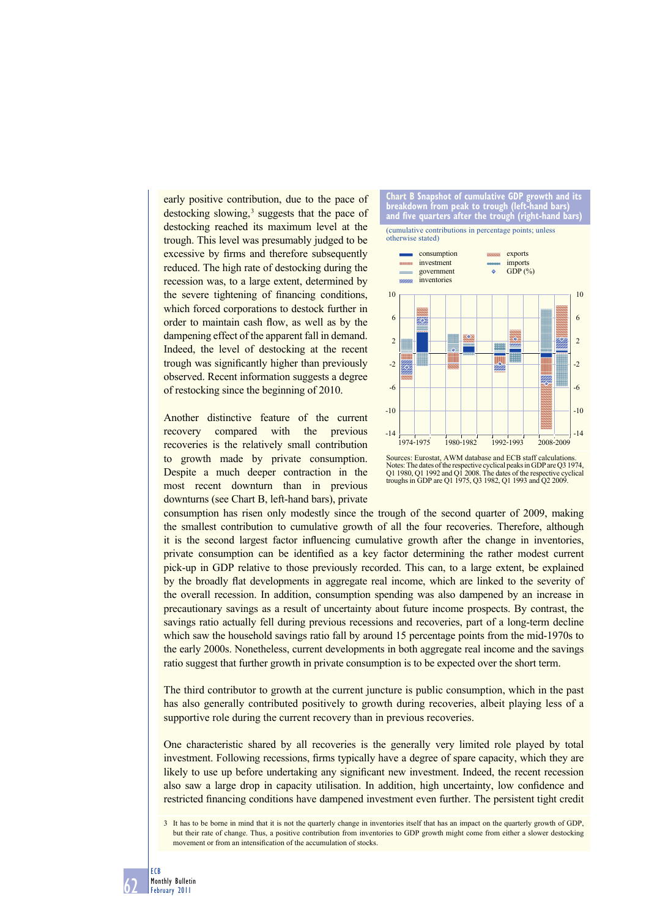early positive contribution, due to the pace of destocking slowing,[3] suggests that the pace of destocking reached its maximum level at the trough. This level was presumably judged to be excessive by firms and therefore subsequently reduced. The high rate of destocking during the recession was, to a large extent, determined by the severe tightening of financing conditions, which forced corporations to destock further in order to maintain cash flow, as well as by the dampening effect of the apparent fall in demand. Indeed, the level of destocking at the recent trough was significantly higher than previously observed. Recent information suggests a degree of restocking since the beginning of 2010.

**Chart B Snapshot of cumulative GDP growth and its breakdown from peak to trough (left-hand bars) and five quarters after the trough (right-hand bars)**

(cumulative contributions in percentage points; unless otherwise stated)

Legend: consumption; investment; government; inventories; exports; imports; GDP (%)

Sources: Eurostat, AWM database and ECB staff calculations.
Notes: The dates of the respective cyclical peaks in GDP are Q3 1974, Q1 1980, Q1 1992 and Q1 2008. The dates of the respective cyclical troughs in GDP are Q1 1975, Q3 1982, Q1 1993 and Q2 2009.

Another distinctive feature of the current recovery compared with the previous recoveries is the relatively small contribution to growth made by private consumption. Despite a much deeper contraction in the most recent downturn than in previous downturns (see Chart B, left-hand bars), private consumption has risen only modestly since the trough of the second quarter of 2009, making the smallest contribution to cumulative growth of all the four recoveries. Therefore, although it is the second largest factor influencing cumulative growth after the change in inventories, private consumption can be identified as a key factor determining the rather modest current pick-up in GDP relative to those previously recorded. This can, to a large extent, be explained by the broadly flat developments in aggregate real income, which are linked to the severity of the overall recession. In addition, consumption spending was also dampened by an increase in precautionary savings as a result of uncertainty about future income prospects. By contrast, the savings ratio actually fell during previous recessions and recoveries, part of a long-term decline which saw the household savings ratio fall by around 15 percentage points from the mid-1970s to the early 2000s. Nonetheless, current developments in both aggregate real income and the savings ratio suggest that further growth in private consumption is to be expected over the short term.

The third contributor to growth at the current juncture is public consumption, which in the past has also generally contributed positively to growth during recoveries, albeit playing less of a supportive role during the current recovery than in previous recoveries.

One characteristic shared by all recoveries is the generally very limited role played by total investment. Following recessions, firms typically have a degree of spare capacity, which they are likely to use up before undertaking any significant new investment. Indeed, the recent recession also saw a large drop in capacity utilisation. In addition, high uncertainty, low confidence and restricted financing conditions have dampened investment even further. The persistent tight credit

3 It has to be borne in mind that it is not the quarterly change in inventories itself that has an impact on the quarterly growth of GDP, but their rate of change. Thus, a positive contribution from inventories to GDP growth might come from either a slower destocking movement or from an intensification of the accumulation of stocks.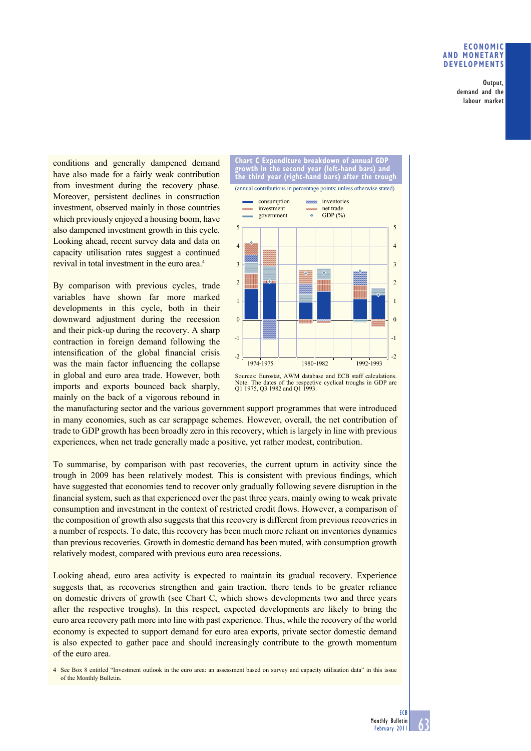conditions and generally dampened demand have also made for a fairly weak contribution from investment during the recovery phase. Moreover, persistent declines in construction investment, observed mainly in those countries which previously enjoyed a housing boom, have also dampened investment growth in this cycle. Looking ahead, recent survey data and data on capacity utilisation rates suggest a continued revival in total investment in the euro area.[4]

By comparison with previous cycles, trade variables have shown far more marked developments in this cycle, both in their downward adjustment during the recession and their pick-up during the recovery. A sharp contraction in foreign demand following the intensification of the global financial crisis was the main factor influencing the collapse in global and euro area trade. However, both imports and exports bounced back sharply, mainly on the back of a vigorous rebound in the manufacturing sector and the various government support programmes that were introduced in many economies, such as car scrappage schemes. However, overall, the net contribution of trade to GDP growth has been broadly zero in this recovery, which is largely in line with previous experiences, when net trade generally made a positive, yet rather modest, contribution.

**Chart C Expenditure breakdown of annual GDP growth in the second year (left-hand bars) and the third year (right-hand bars) after the trough**

(annual contributions in percentage points; unless otherwise stated)

consumption
investment
government
inventories
net trade
GDP (%)

5
4
3
2
1
0
-1
-2

1974-1975
1980-1982
1992-1993

Sources: Eurostat, AWM database and ECB staff calculations.
Note: The dates of the respective cyclical troughs in GDP are Q1 1975, Q3 1982 and Q1 1993.

To summarise, by comparison with past recoveries, the current upturn in activity since the trough in 2009 has been relatively modest. This is consistent with previous findings, which have suggested that economies tend to recover only gradually following severe disruption in the financial system, such as that experienced over the past three years, mainly owing to weak private consumption and investment in the context of restricted credit flows. However, a comparison of the composition of growth also suggests that this recovery is different from previous recoveries in a number of respects. To date, this recovery has been much more reliant on inventories dynamics than previous recoveries. Growth in domestic demand has been muted, with consumption growth relatively modest, compared with previous euro area recessions.

Looking ahead, euro area activity is expected to maintain its gradual recovery. Experience suggests that, as recoveries strengthen and gain traction, there tends to be greater reliance on domestic drivers of growth (see Chart C, which shows developments two and three years after the respective troughs). In this respect, expected developments are likely to bring the euro area recovery path more into line with past experience. Thus, while the recovery of the world economy is expected to support demand for euro area exports, private sector domestic demand is also expected to gather pace and should increasingly contribute to the growth momentum of the euro area.

4 See Box 8 entitled "Investment outlook in the euro area: an assessment based on survey and capacity utilisation data" in this issue of the Monthly Bulletin.